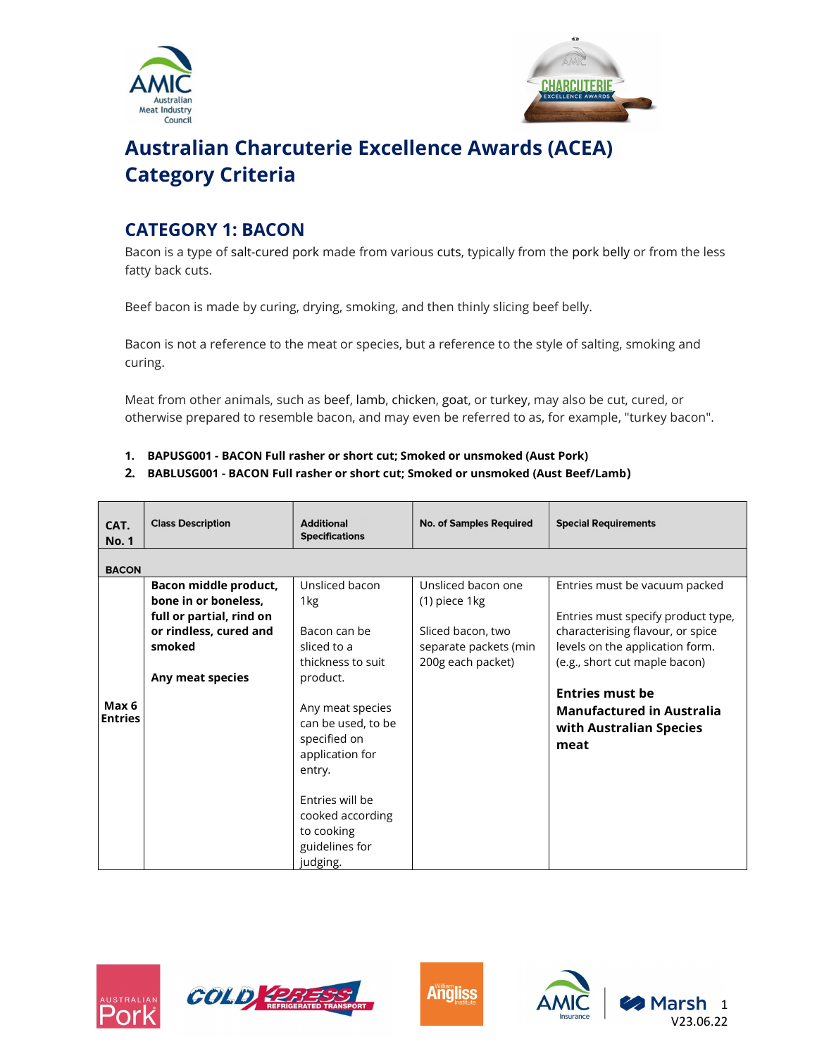# Australian Charcuterie Excellence Awards (ACEA) Category Criteria

## CATEGORY 1: BACON

Bacon is a type of salt-cured pork made from various cuts, typically from the pork belly or from the less fatty back cuts.

Beef bacon is made by curing, drying, smoking, and then thinly slicing beef belly.

Bacon is not a reference to the meat or species, but a reference to the style of salting, smoking and curing.

Meat from other animals, such as beef, lamb, chicken, goat, or turkey, may also be cut, cured, or otherwise prepared to resemble bacon, and may even be referred to as, for example, "turkey bacon".

1. **BAPUSG001 - BACON Full rasher or short cut; Smoked or unsmoked (Aust Pork)**
2. **BABLUSG001 - BACON Full rasher or short cut; Smoked or unsmoked (Aust Beef/Lamb)**

| CAT. No. 1 | Class Description | Additional Specifications | No. of Samples Required | Special Requirements |
|---|---|---|---|---|
| **BACON** | | | | |
| **Max 6 Entries** | **Bacon middle product, bone in or boneless, full or partial, rind on or rindless, cured and smoked**<br><br>**Any meat species** | Unsliced bacon 1kg<br><br>Bacon can be sliced to a thickness to suit product.<br><br>Any meat species can be used, to be specified on application for entry.<br><br>Entries will be cooked according to cooking guidelines for judging. | Unsliced bacon one (1) piece 1kg<br><br>Sliced bacon, two separate packets (min 200g each packet) | Entries must be vacuum packed<br><br>Entries must specify product type, characterising flavour, or spice levels on the application form. (e.g., short cut maple bacon)<br><br>**Entries must be Manufactured in Australia with Australian Species meat** |

V23.06.22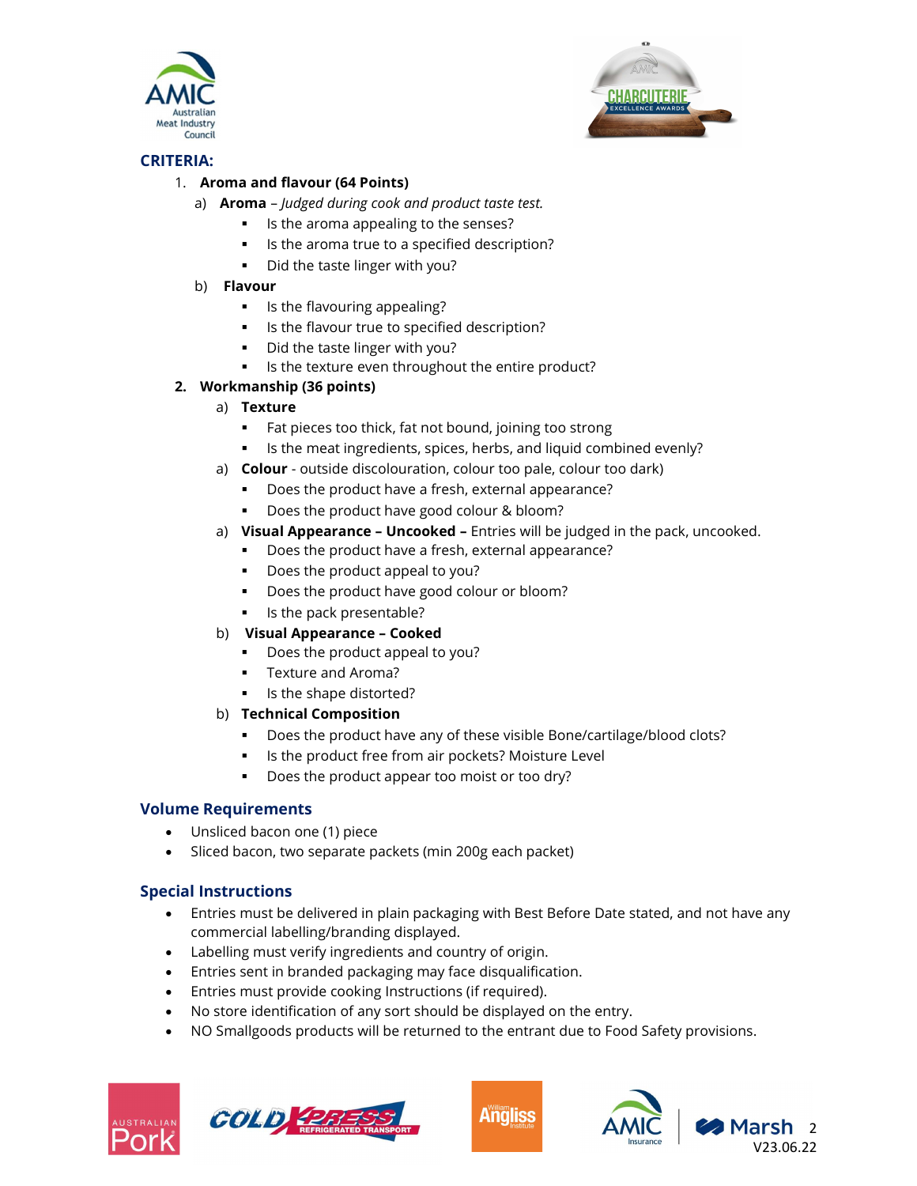## CRITERIA:

1. **Aroma and flavour (64 Points)**
   a) **Aroma** – *Judged during cook and product taste test.*
      - Is the aroma appealing to the senses?
      - Is the aroma true to a specified description?
      - Did the taste linger with you?

   b) **Flavour**
      - Is the flavouring appealing?
      - Is the flavour true to specified description?
      - Did the taste linger with you?
      - Is the texture even throughout the entire product?

2. **Workmanship (36 points)**
   a) **Texture**
      - Fat pieces too thick, fat not bound, joining too strong
      - Is the meat ingredients, spices, herbs, and liquid combined evenly?

   a) **Colour** - outside discolouration, colour too pale, colour too dark)
      - Does the product have a fresh, external appearance?
      - Does the product have good colour & bloom?

   a) **Visual Appearance – Uncooked –** Entries will be judged in the pack, uncooked.
      - Does the product have a fresh, external appearance?
      - Does the product appeal to you?
      - Does the product have good colour or bloom?
      - Is the pack presentable?

   b) **Visual Appearance – Cooked**
      - Does the product appeal to you?
      - Texture and Aroma?
      - Is the shape distorted?

   b) **Technical Composition**
      - Does the product have any of these visible Bone/cartilage/blood clots?
      - Is the product free from air pockets? Moisture Level
      - Does the product appear too moist or too dry?

## Volume Requirements

- Unsliced bacon one (1) piece
- Sliced bacon, two separate packets (min 200g each packet)

## Special Instructions

- Entries must be delivered in plain packaging with Best Before Date stated, and not have any commercial labelling/branding displayed.
- Labelling must verify ingredients and country of origin.
- Entries sent in branded packaging may face disqualification.
- Entries must provide cooking Instructions (if required).
- No store identification of any sort should be displayed on the entry.
- NO Smallgoods products will be returned to the entrant due to Food Safety provisions.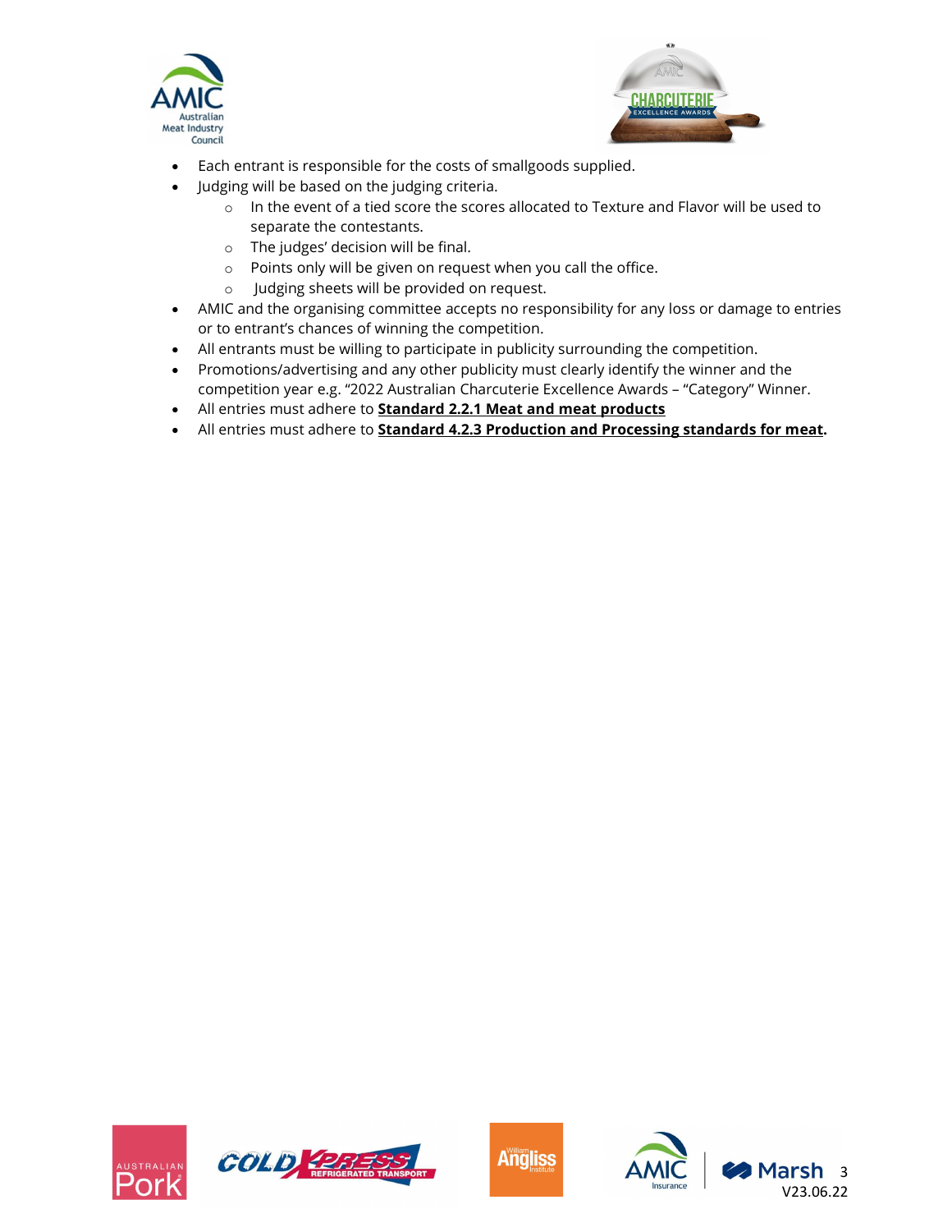- Each entrant is responsible for the costs of smallgoods supplied.
- Judging will be based on the judging criteria.
  - In the event of a tied score the scores allocated to Texture and Flavor will be used to separate the contestants.
  - The judges' decision will be final.
  - Points only will be given on request when you call the office.
  - Judging sheets will be provided on request.
- AMIC and the organising committee accepts no responsibility for any loss or damage to entries or to entrant's chances of winning the competition.
- All entrants must be willing to participate in publicity surrounding the competition.
- Promotions/advertising and any other publicity must clearly identify the winner and the competition year e.g. "2022 Australian Charcuterie Excellence Awards – "Category" Winner.
- All entries must adhere to **Standard 2.2.1 Meat and meat products**
- All entries must adhere to **Standard 4.2.3 Production and Processing standards for meat**.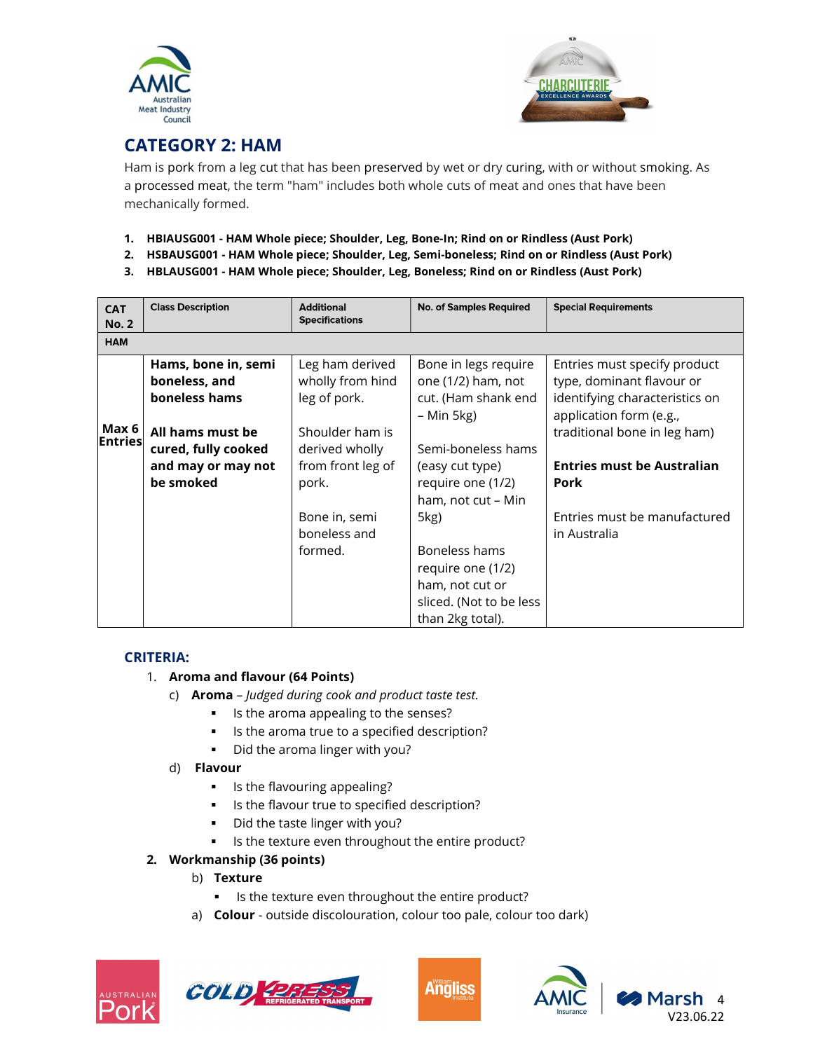## CATEGORY 2: HAM

Ham is pork from a leg cut that has been preserved by wet or dry curing, with or without smoking. As a processed meat, the term "ham" includes both whole cuts of meat and ones that have been mechanically formed.

1. **HBIAUSG001 - HAM Whole piece; Shoulder, Leg, Bone-In; Rind on or Rindless (Aust Pork)**
2. **HSBAUSG001 - HAM Whole piece; Shoulder, Leg, Semi-boneless; Rind on or Rindless (Aust Pork)**
3. **HBLAUSG001 - HAM Whole piece; Shoulder, Leg, Boneless; Rind on or Rindless (Aust Pork)**

| CAT No. 2 | Class Description | Additional Specifications | No. of Samples Required | Special Requirements |
|---|---|---|---|---|
| **HAM** | | | | |
| **Max 6 Entries** | **Hams, bone in, semi boneless, and boneless hams**<br><br>**All hams must be cured, fully cooked and may or may not be smoked** | Leg ham derived wholly from hind leg of pork.<br><br>Shoulder ham is derived wholly from front leg of pork.<br><br>Bone in, semi boneless and formed. | Bone in legs require one (1/2) ham, not cut. (Ham shank end – Min 5kg)<br><br>Semi-boneless hams (easy cut type) require one (1/2) ham, not cut – Min 5kg)<br><br>Boneless hams require one (1/2) ham, not cut or sliced. (Not to be less than 2kg total). | Entries must specify product type, dominant flavour or identifying characteristics on application form (e.g., traditional bone in leg ham)<br><br>**Entries must be Australian Pork**<br><br>Entries must be manufactured in Australia |

### CRITERIA:

1. **Aroma and flavour (64 Points)**
   c) **Aroma** – *Judged during cook and product taste test.*
      - Is the aroma appealing to the senses?
      - Is the aroma true to a specified description?
      - Did the aroma linger with you?

   d) **Flavour**
      - Is the flavouring appealing?
      - Is the flavour true to specified description?
      - Did the taste linger with you?
      - Is the texture even throughout the entire product?
2. **Workmanship (36 points)**
   b) **Texture**
      - Is the texture even throughout the entire product?

   a) **Colour** - outside discolouration, colour too pale, colour too dark)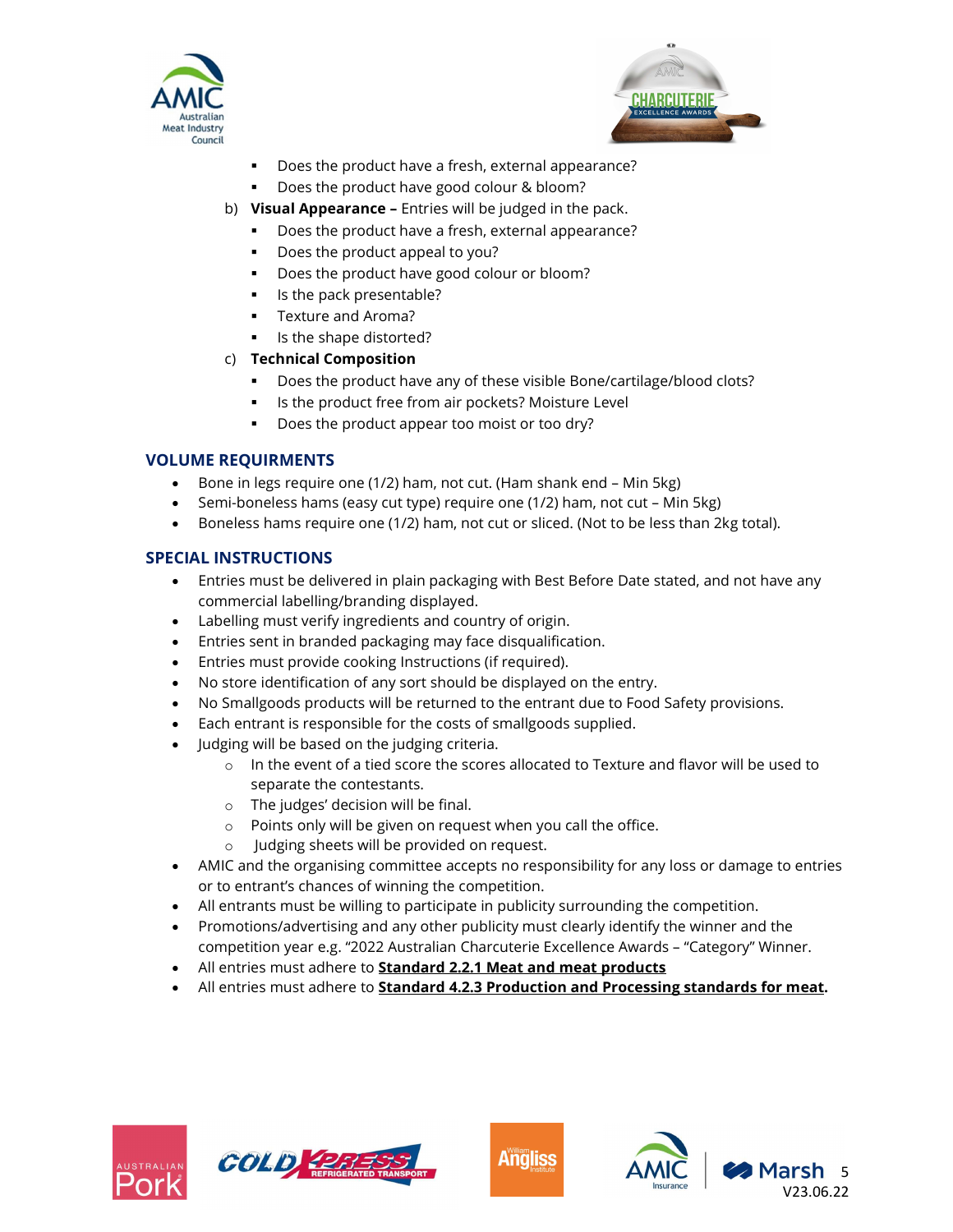- Does the product have a fresh, external appearance?
  - Does the product have good colour & bloom?

b) **Visual Appearance –** Entries will be judged in the pack.
  - Does the product have a fresh, external appearance?
  - Does the product appeal to you?
  - Does the product have good colour or bloom?
  - Is the pack presentable?
  - Texture and Aroma?
  - Is the shape distorted?

c) **Technical Composition**
  - Does the product have any of these visible Bone/cartilage/blood clots?
  - Is the product free from air pockets? Moisture Level
  - Does the product appear too moist or too dry?

## VOLUME REQUIRMENTS

- Bone in legs require one (1/2) ham, not cut. (Ham shank end – Min 5kg)
- Semi-boneless hams (easy cut type) require one (1/2) ham, not cut – Min 5kg)
- Boneless hams require one (1/2) ham, not cut or sliced. (Not to be less than 2kg total).

## SPECIAL INSTRUCTIONS

- Entries must be delivered in plain packaging with Best Before Date stated, and not have any commercial labelling/branding displayed.
- Labelling must verify ingredients and country of origin.
- Entries sent in branded packaging may face disqualification.
- Entries must provide cooking Instructions (if required).
- No store identification of any sort should be displayed on the entry.
- No Smallgoods products will be returned to the entrant due to Food Safety provisions.
- Each entrant is responsible for the costs of smallgoods supplied.
- Judging will be based on the judging criteria.
  - In the event of a tied score the scores allocated to Texture and flavor will be used to separate the contestants.
  - The judges' decision will be final.
  - Points only will be given on request when you call the office.
  - Judging sheets will be provided on request.
- AMIC and the organising committee accepts no responsibility for any loss or damage to entries or to entrant's chances of winning the competition.
- All entrants must be willing to participate in publicity surrounding the competition.
- Promotions/advertising and any other publicity must clearly identify the winner and the competition year e.g. "2022 Australian Charcuterie Excellence Awards – "Category" Winner.
- All entries must adhere to **Standard 2.2.1 Meat and meat products**
- All entries must adhere to **Standard 4.2.3 Production and Processing standards for meat**.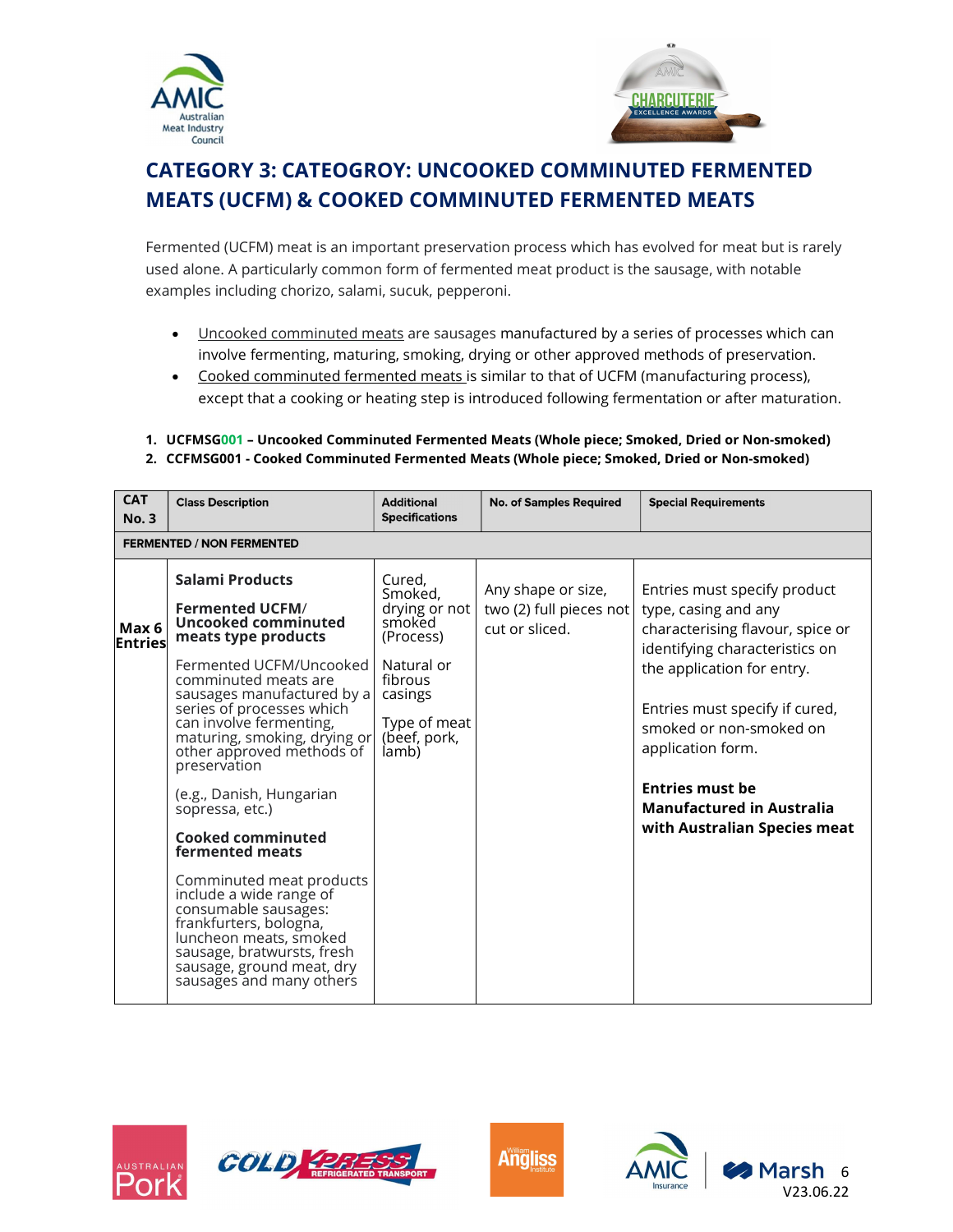# CATEGORY 3: CATEOGROY: UNCOOKED COMMINUTED FERMENTED MEATS (UCFM) & COOKED COMMINUTED FERMENTED MEATS

Fermented (UCFM) meat is an important preservation process which has evolved for meat but is rarely used alone. A particularly common form of fermented meat product is the sausage, with notable examples including chorizo, salami, sucuk, pepperoni.

- Uncooked comminuted meats are sausages manufactured by a series of processes which can involve fermenting, maturing, smoking, drying or other approved methods of preservation.
- Cooked comminuted fermented meats is similar to that of UCFM (manufacturing process), except that a cooking or heating step is introduced following fermentation or after maturation.

1. **UCFMSG001 – Uncooked Comminuted Fermented Meats (Whole piece; Smoked, Dried or Non-smoked)**
2. **CCFMSG001 - Cooked Comminuted Fermented Meats (Whole piece; Smoked, Dried or Non-smoked)**

| CAT No. 3 | Class Description | Additional Specifications | No. of Samples Required | Special Requirements |
|---|---|---|---|---|
| **FERMENTED / NON FERMENTED** | | | | |
| **Max 6 Entries** | **Salami Products**<br><br>**Fermented UCFM/ Uncooked comminuted meats type products**<br><br>Fermented UCFM/Uncooked comminuted meats are sausages manufactured by a series of processes which can involve fermenting, maturing, smoking, drying or other approved methods of preservation<br><br>(e.g., Danish, Hungarian sopressa, etc.)<br><br>**Cooked comminuted fermented meats**<br><br>Comminuted meat products include a wide range of consumable sausages: frankfurters, bologna, luncheon meats, smoked sausage, bratwursts, fresh sausage, ground meat, dry sausages and many others | Cured, Smoked, drying or not smoked (Process)<br><br>Natural or fibrous casings<br><br>Type of meat (beef, pork, lamb) | Any shape or size, two (2) full pieces not cut or sliced. | Entries must specify product type, casing and any characterising flavour, spice or identifying characteristics on the application for entry.<br><br>Entries must specify if cured, smoked or non-smoked on application form.<br><br>**Entries must be Manufactured in Australia with Australian Species meat** |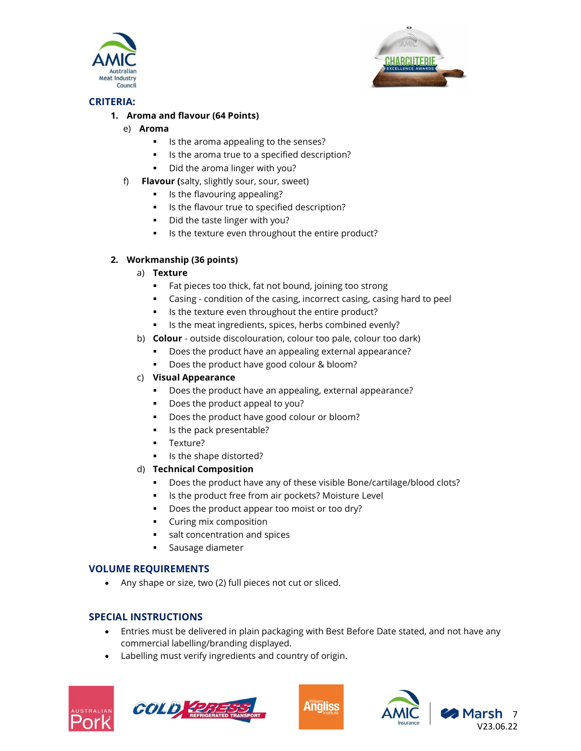## CRITERIA:

1. **Aroma and flavour (64 Points)**

   e) **Aroma**

   - Is the aroma appealing to the senses?
   - Is the aroma true to a specified description?
   - Did the aroma linger with you?

   f) **Flavour (**salty, slightly sour, sour, sweet)

   - Is the flavouring appealing?
   - Is the flavour true to specified description?
   - Did the taste linger with you?
   - Is the texture even throughout the entire product?

2. **Workmanship (36 points)**

   a) **Texture**

   - Fat pieces too thick, fat not bound, joining too strong
   - Casing - condition of the casing, incorrect casing, casing hard to peel
   - Is the texture even throughout the entire product?
   - Is the meat ingredients, spices, herbs combined evenly?

   b) **Colour** - outside discolouration, colour too pale, colour too dark)

   - Does the product have an appealing external appearance?
   - Does the product have good colour & bloom?

   c) **Visual Appearance**

   - Does the product have an appealing, external appearance?
   - Does the product appeal to you?
   - Does the product have good colour or bloom?
   - Is the pack presentable?
   - Texture?
   - Is the shape distorted?

   d) **Technical Composition**

   - Does the product have any of these visible Bone/cartilage/blood clots?
   - Is the product free from air pockets? Moisture Level
   - Does the product appear too moist or too dry?
   - Curing mix composition
   - salt concentration and spices
   - Sausage diameter

## VOLUME REQUIREMENTS

- Any shape or size, two (2) full pieces not cut or sliced.

## SPECIAL INSTRUCTIONS

- Entries must be delivered in plain packaging with Best Before Date stated, and not have any commercial labelling/branding displayed.
- Labelling must verify ingredients and country of origin.

V23.06.22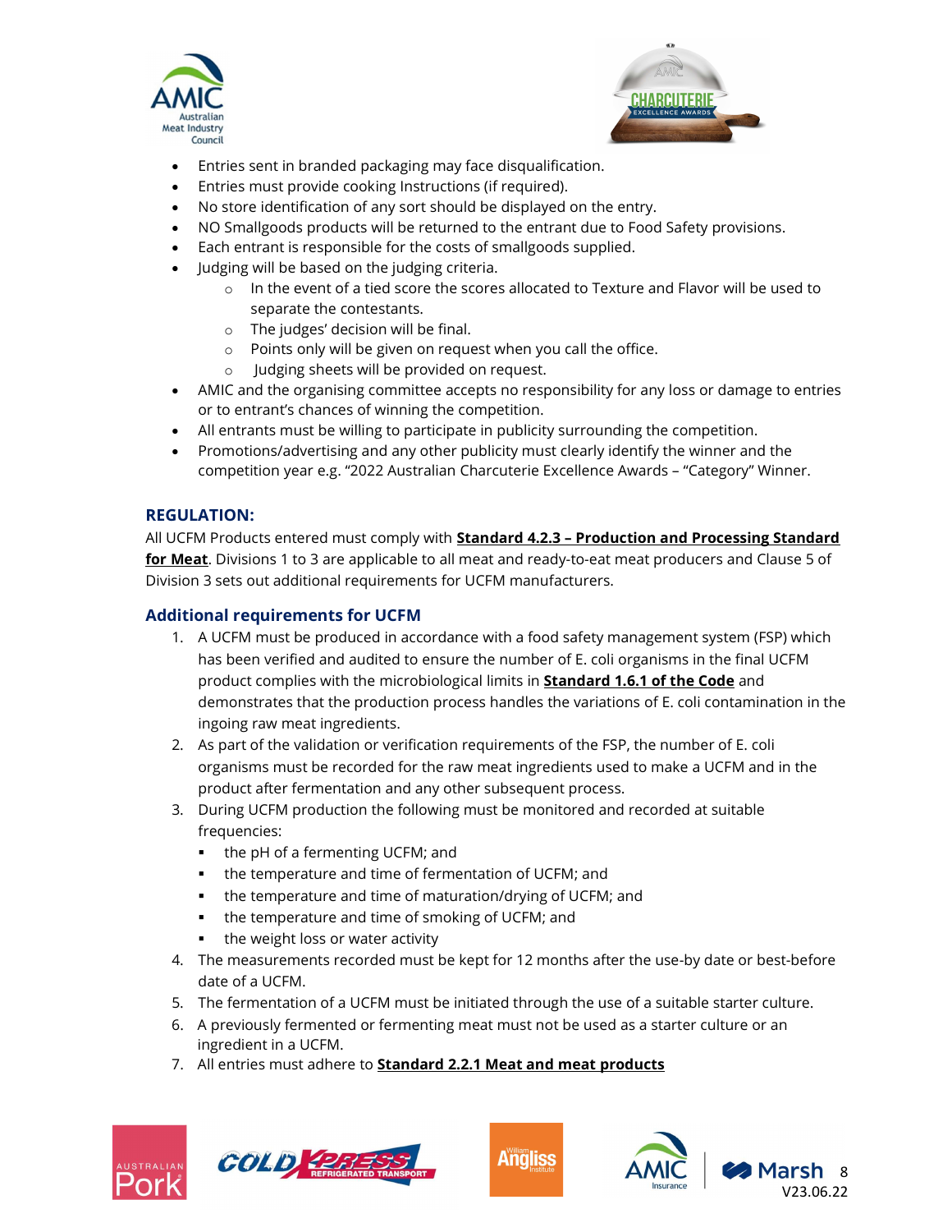- Entries sent in branded packaging may face disqualification.
- Entries must provide cooking Instructions (if required).
- No store identification of any sort should be displayed on the entry.
- NO Smallgoods products will be returned to the entrant due to Food Safety provisions.
- Each entrant is responsible for the costs of smallgoods supplied.
- Judging will be based on the judging criteria.
    - In the event of a tied score the scores allocated to Texture and Flavor will be used to separate the contestants.
    - The judges' decision will be final.
    - Points only will be given on request when you call the office.
    - Judging sheets will be provided on request.
- AMIC and the organising committee accepts no responsibility for any loss or damage to entries or to entrant's chances of winning the competition.
- All entrants must be willing to participate in publicity surrounding the competition.
- Promotions/advertising and any other publicity must clearly identify the winner and the competition year e.g. "2022 Australian Charcuterie Excellence Awards – "Category" Winner.

### REGULATION:

All UCFM Products entered must comply with **Standard 4.2.3 – Production and Processing Standard for Meat**. Divisions 1 to 3 are applicable to all meat and ready-to-eat meat producers and Clause 5 of Division 3 sets out additional requirements for UCFM manufacturers.

### Additional requirements for UCFM

1. A UCFM must be produced in accordance with a food safety management system (FSP) which has been verified and audited to ensure the number of E. coli organisms in the final UCFM product complies with the microbiological limits in **Standard 1.6.1 of the Code** and demonstrates that the production process handles the variations of E. coli contamination in the ingoing raw meat ingredients.
2. As part of the validation or verification requirements of the FSP, the number of E. coli organisms must be recorded for the raw meat ingredients used to make a UCFM and in the product after fermentation and any other subsequent process.
3. During UCFM production the following must be monitored and recorded at suitable frequencies:
    - the pH of a fermenting UCFM; and
    - the temperature and time of fermentation of UCFM; and
    - the temperature and time of maturation/drying of UCFM; and
    - the temperature and time of smoking of UCFM; and
    - the weight loss or water activity
4. The measurements recorded must be kept for 12 months after the use-by date or best-before date of a UCFM.
5. The fermentation of a UCFM must be initiated through the use of a suitable starter culture.
6. A previously fermented or fermenting meat must not be used as a starter culture or an ingredient in a UCFM.
7. All entries must adhere to **Standard 2.2.1 Meat and meat products**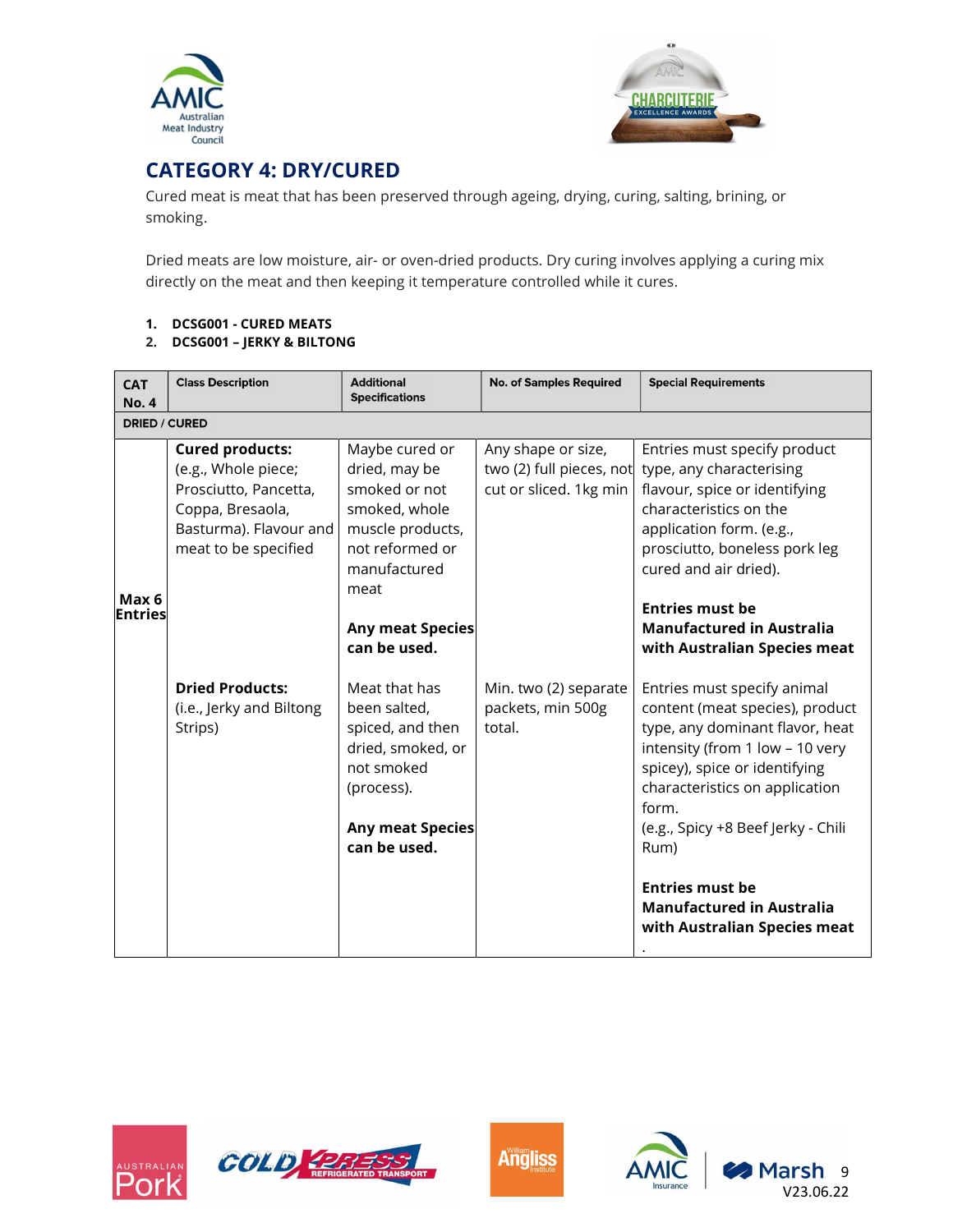## CATEGORY 4: DRY/CURED

Cured meat is meat that has been preserved through ageing, drying, curing, salting, brining, or smoking.

Dried meats are low moisture, air- or oven-dried products. Dry curing involves applying a curing mix directly on the meat and then keeping it temperature controlled while it cures.

1. **DCSG001 - CURED MEATS**
2. **DCSG001 – JERKY & BILTONG**

| CAT No. 4 | Class Description | Additional Specifications | No. of Samples Required | Special Requirements |
|---|---|---|---|---|
| **DRIED / CURED** | | | | |
| **Max 6 Entries** | **Cured products:** (e.g., Whole piece; Prosciutto, Pancetta, Coppa, Bresaola, Basturma). Flavour and meat to be specified | Maybe cured or dried, may be smoked or not smoked, whole muscle products, not reformed or manufactured meat<br><br>**Any meat Species can be used.** | Any shape or size, two (2) full pieces, not cut or sliced. 1kg min | Entries must specify product type, any characterising flavour, spice or identifying characteristics on the application form. (e.g., prosciutto, boneless pork leg cured and air dried).<br><br>**Entries must be Manufactured in Australia with Australian Species meat** |
| | **Dried Products:** (i.e., Jerky and Biltong Strips) | Meat that has been salted, spiced, and then dried, smoked, or not smoked (process).<br><br>**Any meat Species can be used.** | Min. two (2) separate packets, min 500g total. | Entries must specify animal content (meat species), product type, any dominant flavor, heat intensity (from 1 low – 10 very spicey), spice or identifying characteristics on application form.<br>(e.g., Spicy +8 Beef Jerky - Chili Rum)<br><br>**Entries must be Manufactured in Australia with Australian Species meat**<br>. |

V23.06.22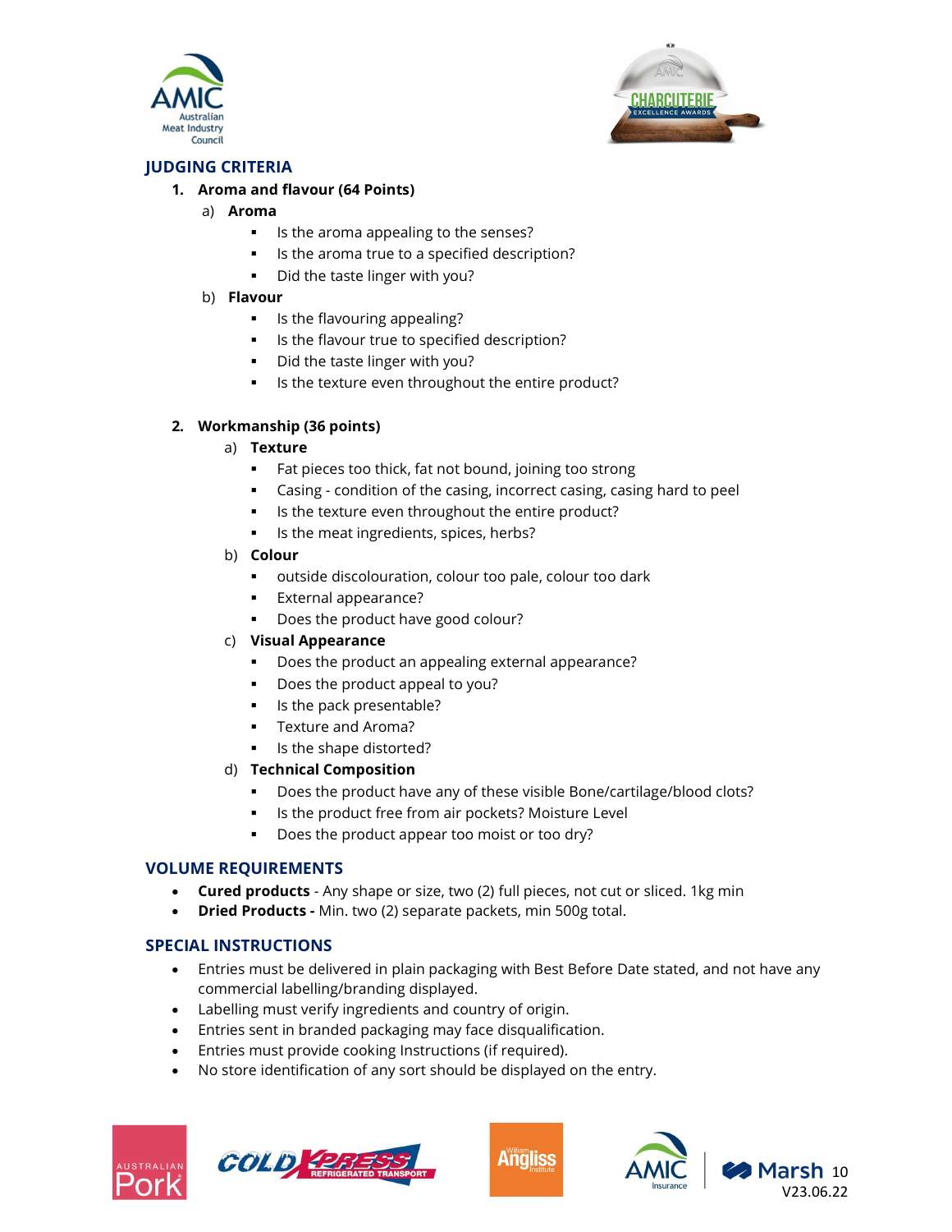## JUDGING CRITERIA

1. **Aroma and flavour (64 Points)**
   a) **Aroma**
      - Is the aroma appealing to the senses?
      - Is the aroma true to a specified description?
      - Did the taste linger with you?

   b) **Flavour**
      - Is the flavouring appealing?
      - Is the flavour true to specified description?
      - Did the taste linger with you?
      - Is the texture even throughout the entire product?

2. **Workmanship (36 points)**
   a) **Texture**
      - Fat pieces too thick, fat not bound, joining too strong
      - Casing - condition of the casing, incorrect casing, casing hard to peel
      - Is the texture even throughout the entire product?
      - Is the meat ingredients, spices, herbs?

   b) **Colour**
      - outside discolouration, colour too pale, colour too dark
      - External appearance?
      - Does the product have good colour?

   c) **Visual Appearance**
      - Does the product an appealing external appearance?
      - Does the product appeal to you?
      - Is the pack presentable?
      - Texture and Aroma?
      - Is the shape distorted?

   d) **Technical Composition**
      - Does the product have any of these visible Bone/cartilage/blood clots?
      - Is the product free from air pockets? Moisture Level
      - Does the product appear too moist or too dry?

## VOLUME REQUIREMENTS

- **Cured products** - Any shape or size, two (2) full pieces, not cut or sliced. 1kg min
- **Dried Products -** Min. two (2) separate packets, min 500g total.

## SPECIAL INSTRUCTIONS

- Entries must be delivered in plain packaging with Best Before Date stated, and not have any commercial labelling/branding displayed.
- Labelling must verify ingredients and country of origin.
- Entries sent in branded packaging may face disqualification.
- Entries must provide cooking Instructions (if required).
- No store identification of any sort should be displayed on the entry.

V23.06.22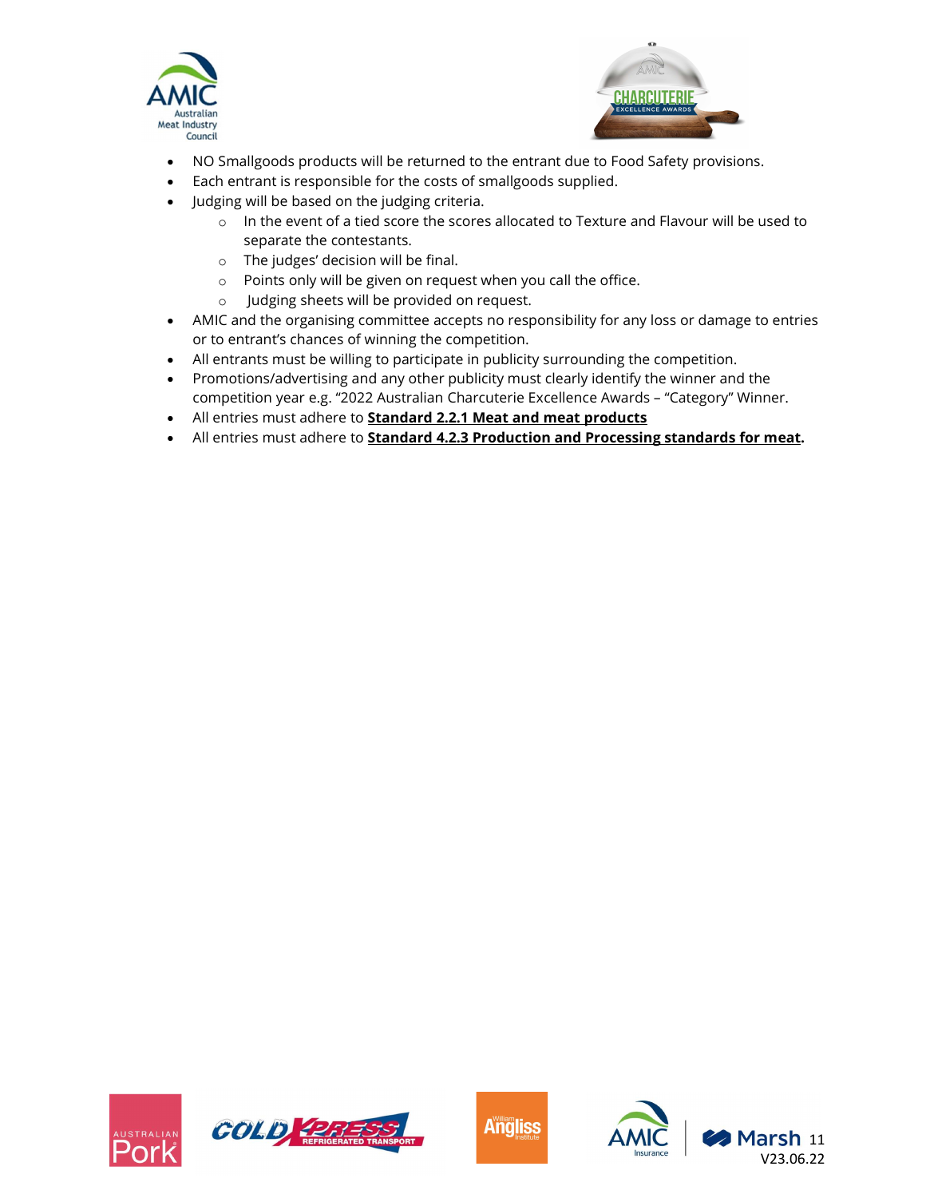- NO Smallgoods products will be returned to the entrant due to Food Safety provisions.
- Each entrant is responsible for the costs of smallgoods supplied.
- Judging will be based on the judging criteria.
  - In the event of a tied score the scores allocated to Texture and Flavour will be used to separate the contestants.
  - The judges' decision will be final.
  - Points only will be given on request when you call the office.
  - Judging sheets will be provided on request.
- AMIC and the organising committee accepts no responsibility for any loss or damage to entries or to entrant's chances of winning the competition.
- All entrants must be willing to participate in publicity surrounding the competition.
- Promotions/advertising and any other publicity must clearly identify the winner and the competition year e.g. "2022 Australian Charcuterie Excellence Awards – "Category" Winner.
- All entries must adhere to **Standard 2.2.1 Meat and meat products**
- All entries must adhere to **Standard 4.2.3 Production and Processing standards for meat**.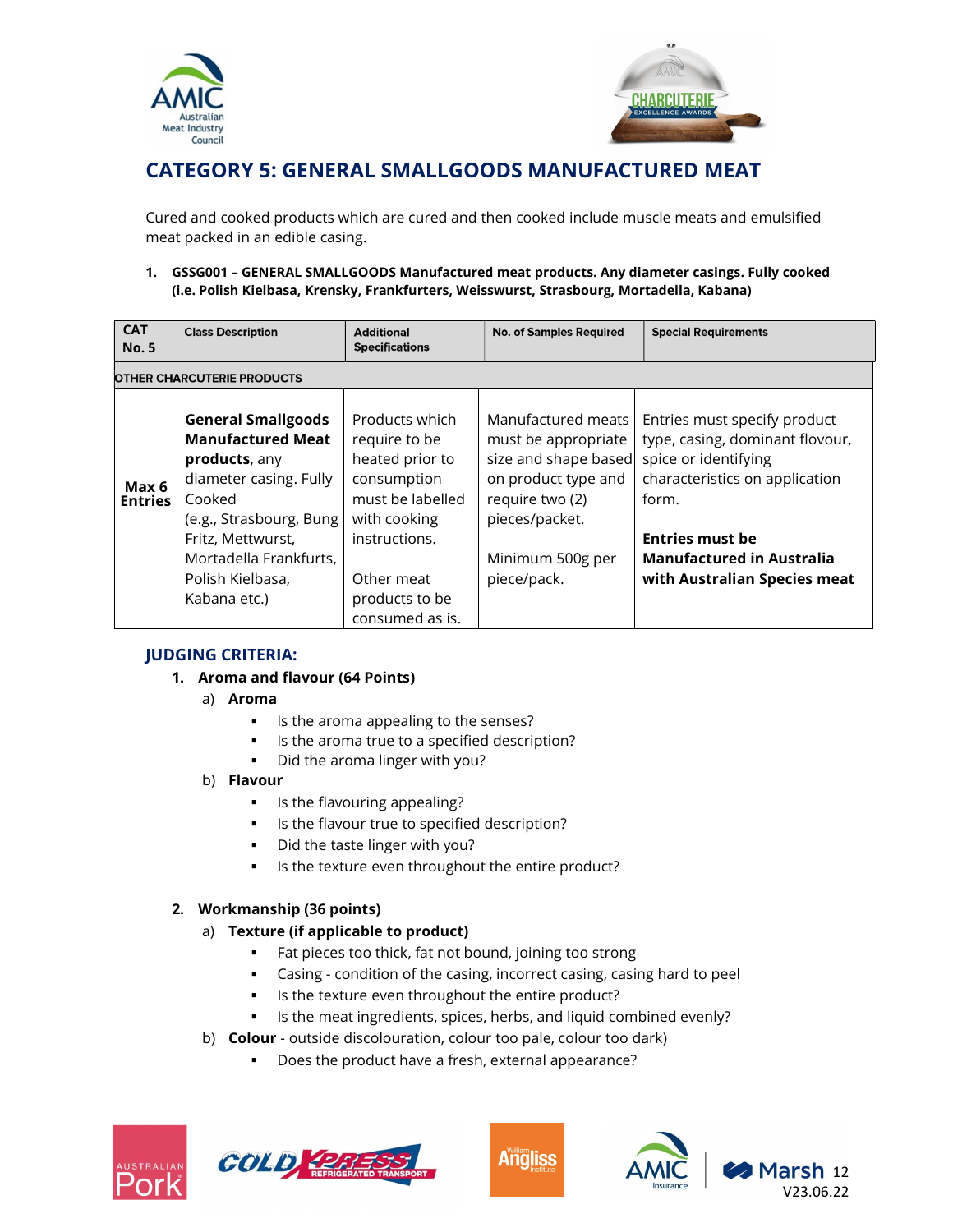# CATEGORY 5: GENERAL SMALLGOODS MANUFACTURED MEAT

Cured and cooked products which are cured and then cooked include muscle meats and emulsified meat packed in an edible casing.

1. **GSSG001 – GENERAL SMALLGOODS Manufactured meat products. Any diameter casings. Fully cooked (i.e. Polish Kielbasa, Krensky, Frankfurters, Weisswurst, Strasbourg, Mortadella, Kabana)**

| CAT No. 5 | Class Description | Additional Specifications | No. of Samples Required | Special Requirements |
|---|---|---|---|---|
| OTHER CHARCUTERIE PRODUCTS | | | | |
| **Max 6 Entries** | **General Smallgoods Manufactured Meat products**, any diameter casing. Fully Cooked (e.g., Strasbourg, Bung Fritz, Mettwurst, Mortadella Frankfurts, Polish Kielbasa, Kabana etc.) | Products which require to be heated prior to consumption must be labelled with cooking instructions.<br><br>Other meat products to be consumed as is. | Manufactured meats must be appropriate size and shape based on product type and require two (2) pieces/packet.<br><br>Minimum 500g per piece/pack. | Entries must specify product type, casing, dominant flovour, spice or identifying characteristics on application form.<br><br>**Entries must be Manufactured in Australia with Australian Species meat** |

## JUDGING CRITERIA:

1. **Aroma and flavour (64 Points)**
   a) **Aroma**
      - Is the aroma appealing to the senses?
      - Is the aroma true to a specified description?
      - Did the aroma linger with you?

   b) **Flavour**
      - Is the flavouring appealing?
      - Is the flavour true to specified description?
      - Did the taste linger with you?
      - Is the texture even throughout the entire product?

2. **Workmanship (36 points)**
   a) **Texture (if applicable to product)**
      - Fat pieces too thick, fat not bound, joining too strong
      - Casing - condition of the casing, incorrect casing, casing hard to peel
      - Is the texture even throughout the entire product?
      - Is the meat ingredients, spices, herbs, and liquid combined evenly?

   b) **Colour** - outside discolouration, colour too pale, colour too dark)
      - Does the product have a fresh, external appearance?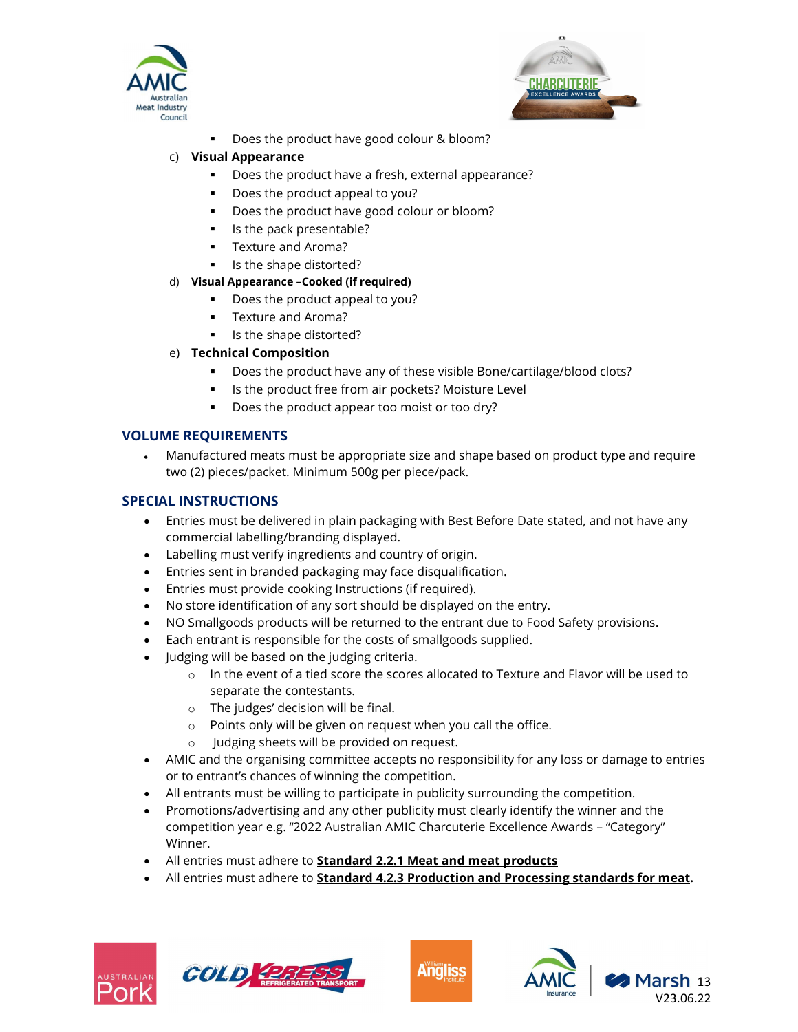- Does the product have good colour & bloom?

c) **Visual Appearance**
   - Does the product have a fresh, external appearance?
   - Does the product appeal to you?
   - Does the product have good colour or bloom?
   - Is the pack presentable?
   - Texture and Aroma?
   - Is the shape distorted?

d) **Visual Appearance –Cooked (if required)**
   - Does the product appeal to you?
   - Texture and Aroma?
   - Is the shape distorted?

e) **Technical Composition**
   - Does the product have any of these visible Bone/cartilage/blood clots?
   - Is the product free from air pockets? Moisture Level
   - Does the product appear too moist or too dry?

## VOLUME REQUIREMENTS

- Manufactured meats must be appropriate size and shape based on product type and require two (2) pieces/packet. Minimum 500g per piece/pack.

## SPECIAL INSTRUCTIONS

- Entries must be delivered in plain packaging with Best Before Date stated, and not have any commercial labelling/branding displayed.
- Labelling must verify ingredients and country of origin.
- Entries sent in branded packaging may face disqualification.
- Entries must provide cooking Instructions (if required).
- No store identification of any sort should be displayed on the entry.
- NO Smallgoods products will be returned to the entrant due to Food Safety provisions.
- Each entrant is responsible for the costs of smallgoods supplied.
- Judging will be based on the judging criteria.
  - In the event of a tied score the scores allocated to Texture and Flavor will be used to separate the contestants.
  - The judges' decision will be final.
  - Points only will be given on request when you call the office.
  - Judging sheets will be provided on request.
- AMIC and the organising committee accepts no responsibility for any loss or damage to entries or to entrant's chances of winning the competition.
- All entrants must be willing to participate in publicity surrounding the competition.
- Promotions/advertising and any other publicity must clearly identify the winner and the competition year e.g. "2022 Australian AMIC Charcuterie Excellence Awards – "Category" Winner.
- All entries must adhere to **Standard 2.2.1 Meat and meat products**
- All entries must adhere to **Standard 4.2.3 Production and Processing standards for meat**.